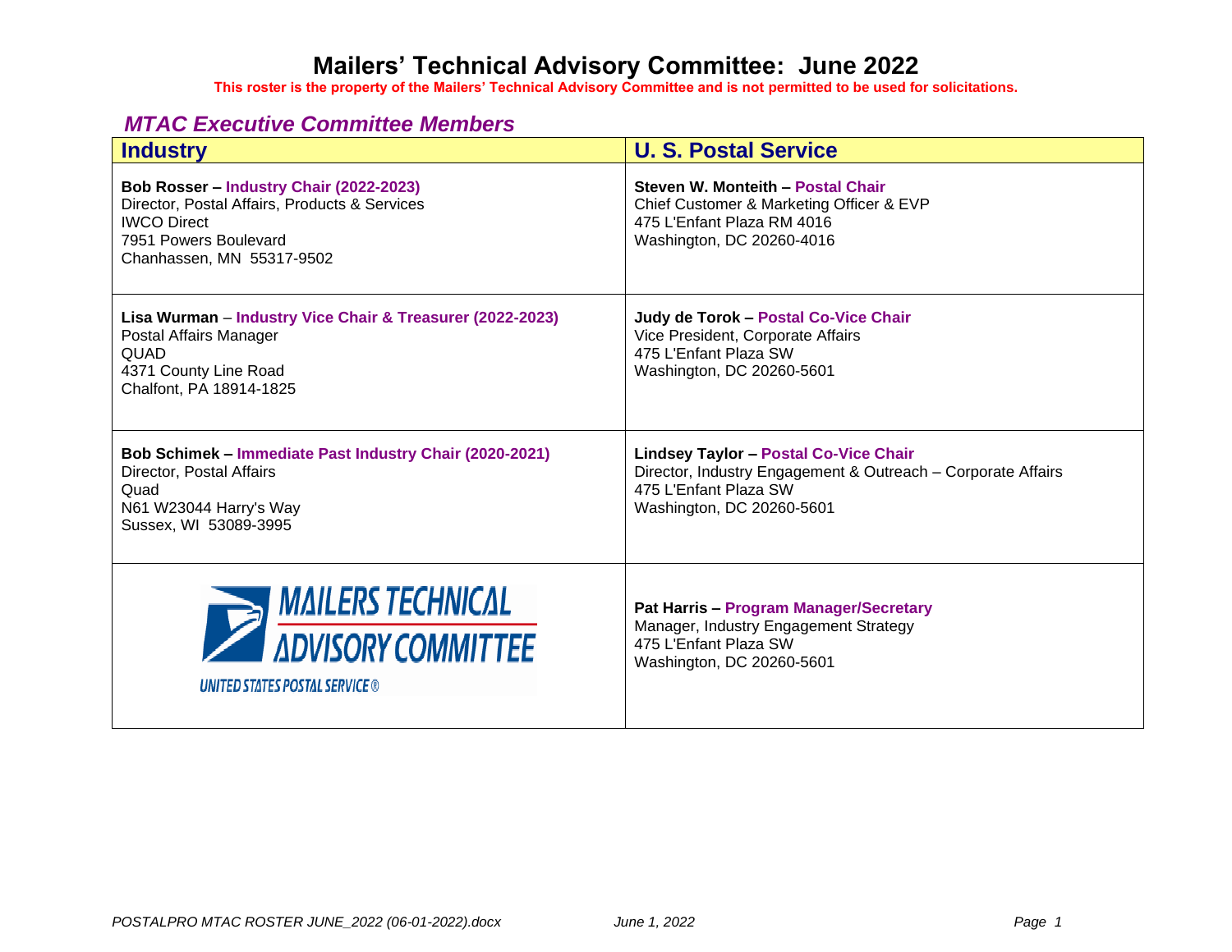# Mailers' Technical Advisory Committee: June 2022

**This roster is the property of the Mailers' Technical Advisory Committee and is not permitted to be used for solicitations.**

## *MTAC Executive Committee Members*

| Industry | U. S. Postal Service |
| --- | --- |
| **Bob Rosser – Industry Chair (2022-2023)**<br>Director, Postal Affairs, Products & Services<br>IWCO Direct<br>7951 Powers Boulevard<br>Chanhassen, MN 55317-9502 | **Steven W. Monteith – Postal Chair**<br>Chief Customer & Marketing Officer & EVP<br>475 L'Enfant Plaza RM 4016<br>Washington, DC 20260-4016 |
| **Lisa Wurman – Industry Vice Chair & Treasurer (2022-2023)**<br>Postal Affairs Manager<br>QUAD<br>4371 County Line Road<br>Chalfont, PA 18914-1825 | **Judy de Torok – Postal Co-Vice Chair**<br>Vice President, Corporate Affairs<br>475 L'Enfant Plaza SW<br>Washington, DC 20260-5601 |
| **Bob Schimek – Immediate Past Industry Chair (2020-2021)**<br>Director, Postal Affairs<br>Quad<br>N61 W23044 Harry's Way<br>Sussex, WI 53089-3995 | **Lindsey Taylor – Postal Co-Vice Chair**<br>Director, Industry Engagement & Outreach – Corporate Affairs<br>475 L'Enfant Plaza SW<br>Washington, DC 20260-5601 |
| MAILERS TECHNICAL ADVISORY COMMITTEE<br>UNITED STATES POSTAL SERVICE® | **Pat Harris – Program Manager/Secretary**<br>Manager, Industry Engagement Strategy<br>475 L'Enfant Plaza SW<br>Washington, DC 20260-5601 |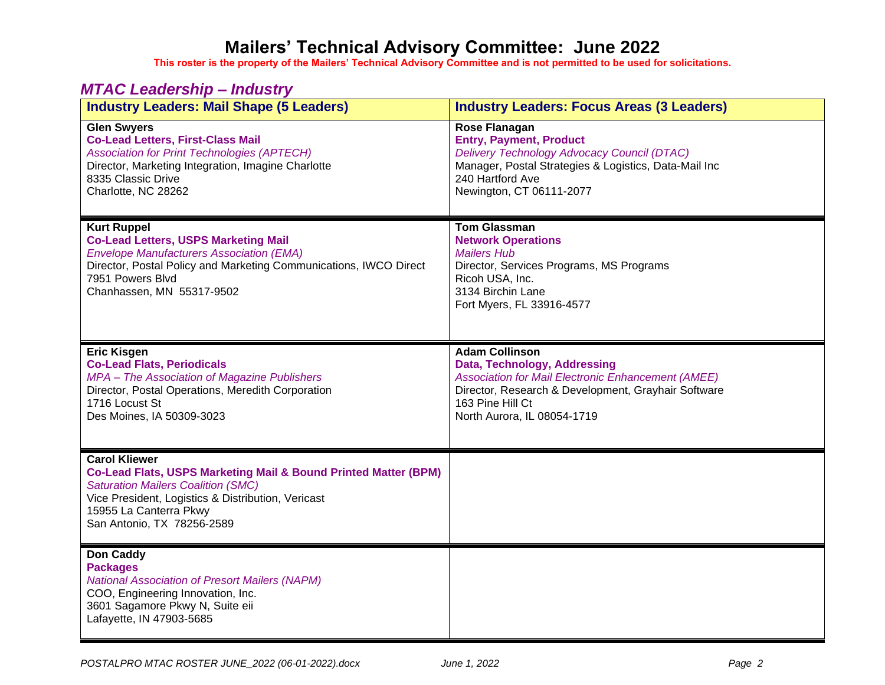# Mailers' Technical Advisory Committee: June 2022

**This roster is the property of the Mailers' Technical Advisory Committee and is not permitted to be used for solicitations.**

## *MTAC Leadership – Industry*

| Industry Leaders: Mail Shape (5 Leaders) | Industry Leaders: Focus Areas (3 Leaders) |
|---|---|
| **Glen Swyers**<br>**Co-Lead Letters, First-Class Mail**<br>*Association for Print Technologies (APTECH)*<br>Director, Marketing Integration, Imagine Charlotte<br>8335 Classic Drive<br>Charlotte, NC 28262 | **Rose Flanagan**<br>**Entry, Payment, Product**<br>*Delivery Technology Advocacy Council (DTAC)*<br>Manager, Postal Strategies & Logistics, Data-Mail Inc<br>240 Hartford Ave<br>Newington, CT 06111-2077 |
| **Kurt Ruppel**<br>**Co-Lead Letters, USPS Marketing Mail**<br>*Envelope Manufacturers Association (EMA)*<br>Director, Postal Policy and Marketing Communications, IWCO Direct<br>7951 Powers Blvd<br>Chanhassen, MN 55317-9502 | **Tom Glassman**<br>**Network Operations**<br>*Mailers Hub*<br>Director, Services Programs, MS Programs<br>Ricoh USA, Inc.<br>3134 Birchin Lane<br>Fort Myers, FL 33916-4577 |
| **Eric Kisgen**<br>**Co-Lead Flats, Periodicals**<br>*MPA – The Association of Magazine Publishers*<br>Director, Postal Operations, Meredith Corporation<br>1716 Locust St<br>Des Moines, IA 50309-3023 | **Adam Collinson**<br>**Data, Technology, Addressing**<br>*Association for Mail Electronic Enhancement (AMEE)*<br>Director, Research & Development, Grayhair Software<br>163 Pine Hill Ct<br>North Aurora, IL 08054-1719 |
| **Carol Kliewer**<br>**Co-Lead Flats, USPS Marketing Mail & Bound Printed Matter (BPM)**<br>*Saturation Mailers Coalition (SMC)*<br>Vice President, Logistics & Distribution, Vericast<br>15955 La Canterra Pkwy<br>San Antonio, TX 78256-2589 | |
| **Don Caddy**<br>**Packages**<br>*National Association of Presort Mailers (NAPM)*<br>COO, Engineering Innovation, Inc.<br>3601 Sagamore Pkwy N, Suite eii<br>Lafayette, IN 47903-5685 | |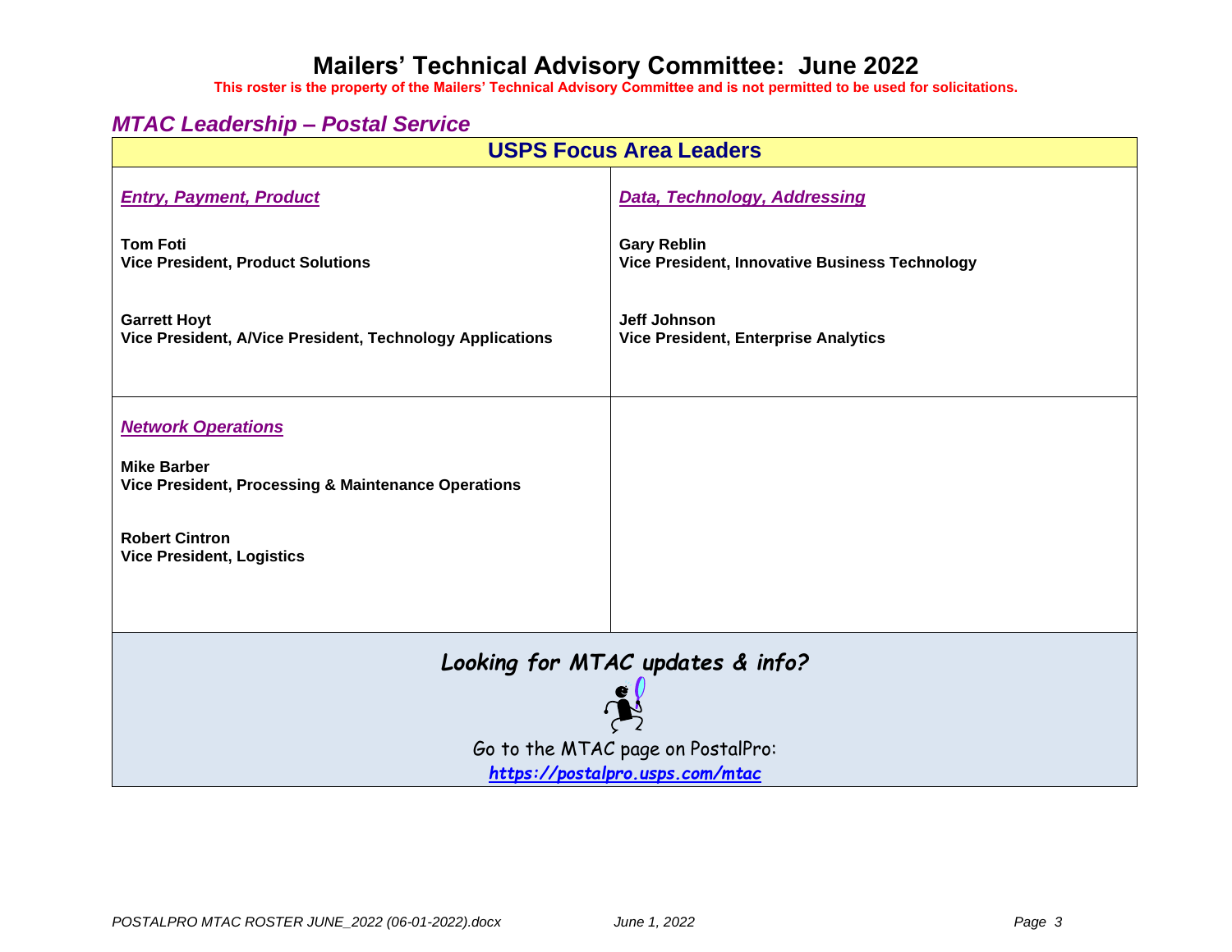# Mailers' Technical Advisory Committee: June 2022

**This roster is the property of the Mailers' Technical Advisory Committee and is not permitted to be used for solicitations.**

## *MTAC Leadership – Postal Service*

### USPS Focus Area Leaders

| Entry, Payment, Product | Data, Technology, Addressing |
|---|---|
| **Tom Foti**<br>**Vice President, Product Solutions**<br><br>**Garrett Hoyt**<br>**Vice President, A/Vice President, Technology Applications** | **Gary Reblin**<br>**Vice President, Innovative Business Technology**<br><br>**Jeff Johnson**<br>**Vice President, Enterprise Analytics** |
| ***Network Operations***<br><br>**Mike Barber**<br>**Vice President, Processing & Maintenance Operations**<br><br>**Robert Cintron**<br>**Vice President, Logistics** | |

***Looking for MTAC updates & info?***

Go to the MTAC page on PostalPro:
https://postalpro.usps.com/mtac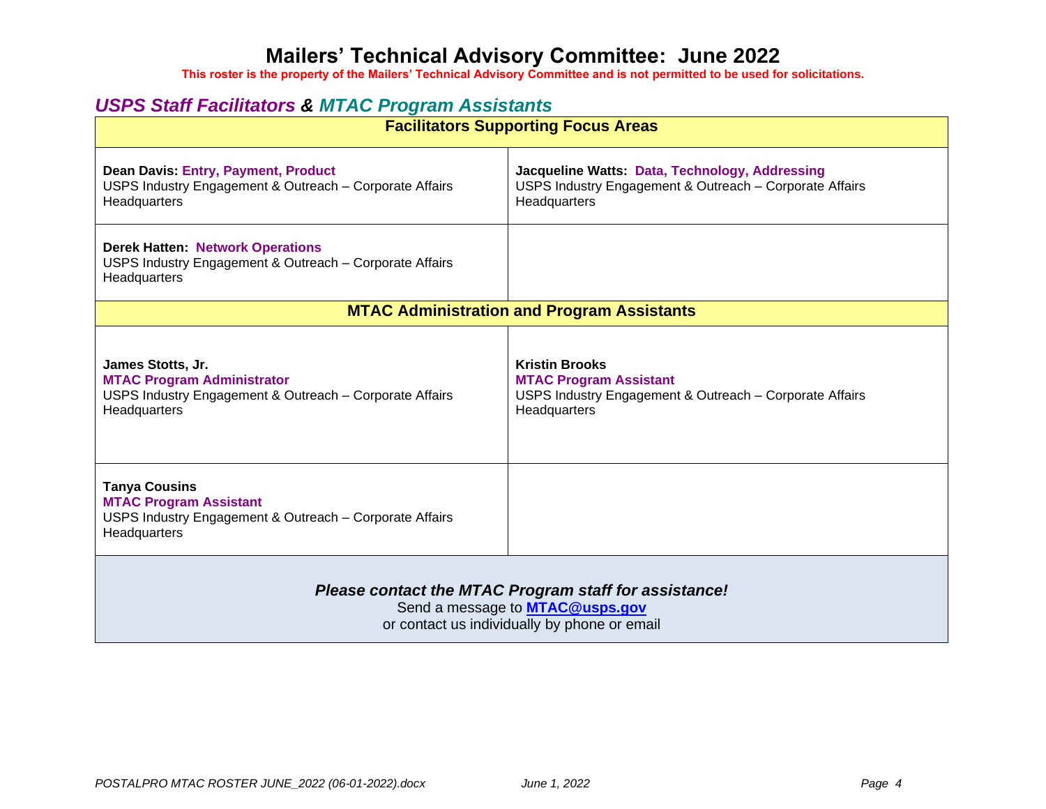# Mailers' Technical Advisory Committee: June 2022

**This roster is the property of the Mailers' Technical Advisory Committee and is not permitted to be used for solicitations.**

## *USPS Staff Facilitators & MTAC Program Assistants*

| Facilitators Supporting Focus Areas | |
|---|---|
| **Dean Davis: Entry, Payment, Product**<br>USPS Industry Engagement & Outreach – Corporate Affairs<br>Headquarters | **Jacqueline Watts: Data, Technology, Addressing**<br>USPS Industry Engagement & Outreach – Corporate Affairs<br>Headquarters |
| **Derek Hatten: Network Operations**<br>USPS Industry Engagement & Outreach – Corporate Affairs<br>Headquarters | |
| **MTAC Administration and Program Assistants** | |
| **James Stotts, Jr.**<br>**MTAC Program Administrator**<br>USPS Industry Engagement & Outreach – Corporate Affairs<br>Headquarters | **Kristin Brooks**<br>**MTAC Program Assistant**<br>USPS Industry Engagement & Outreach – Corporate Affairs<br>Headquarters |
| **Tanya Cousins**<br>**MTAC Program Assistant**<br>USPS Industry Engagement & Outreach – Corporate Affairs<br>Headquarters | |

***Please contact the MTAC Program staff for assistance!***

Send a message to **MTAC@usps.gov**

or contact us individually by phone or email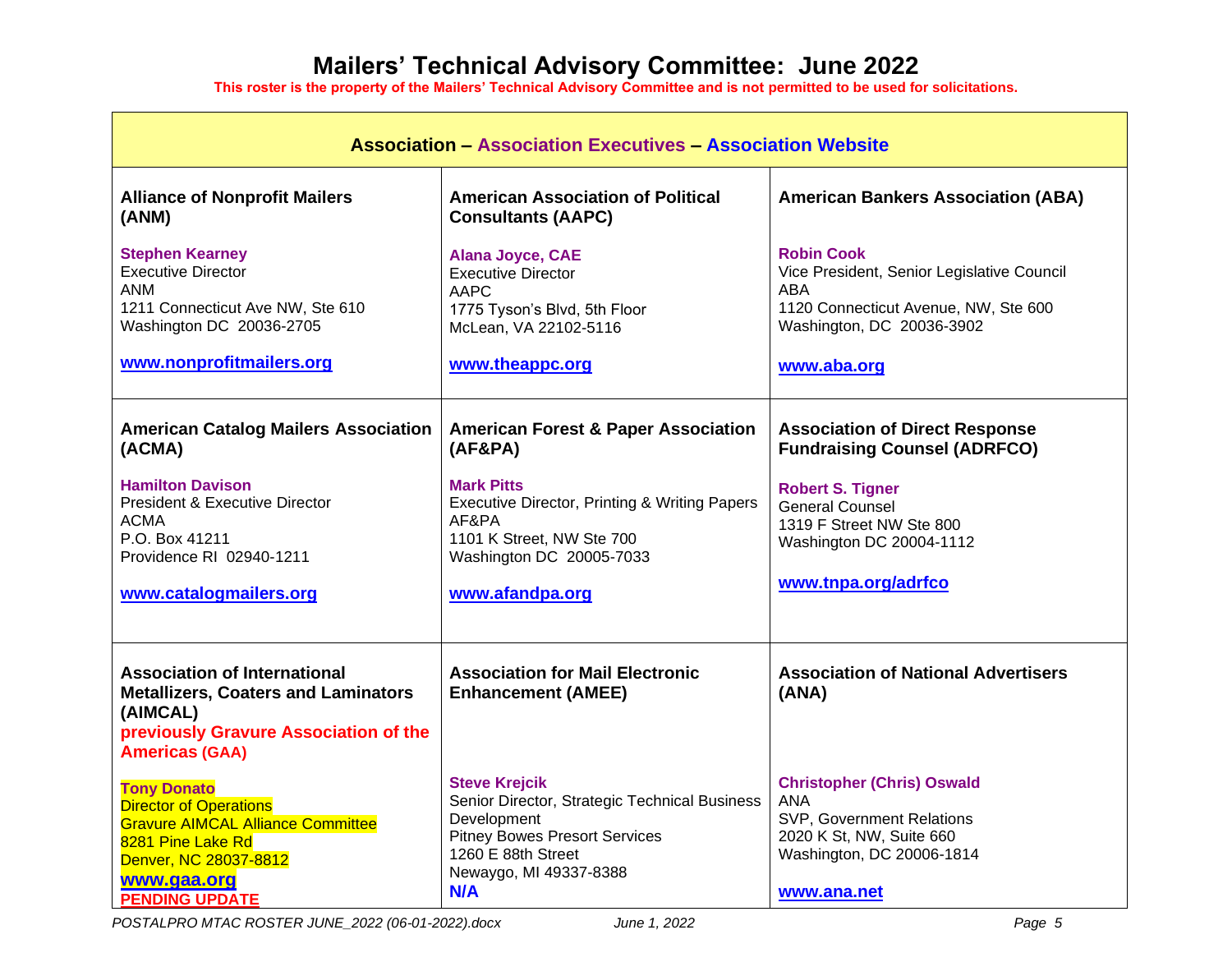# Mailers' Technical Advisory Committee: June 2022

**This roster is the property of the Mailers' Technical Advisory Committee and is not permitted to be used for solicitations.**

| **Association – Association Executives – Association Website** | | |
|---|---|---|
| **Alliance of Nonprofit Mailers (ANM)**<br><br>**Stephen Kearney**<br>Executive Director<br>ANM<br>1211 Connecticut Ave NW, Ste 610<br>Washington DC 20036-2705<br><br>**www.nonprofitmailers.org** | **American Association of Political Consultants (AAPC)**<br><br>**Alana Joyce, CAE**<br>Executive Director<br>AAPC<br>1775 Tyson's Blvd, 5th Floor<br>McLean, VA 22102-5116<br><br>**www.theappc.org** | **American Bankers Association (ABA)**<br><br>**Robin Cook**<br>Vice President, Senior Legislative Council<br>ABA<br>1120 Connecticut Avenue, NW, Ste 600<br>Washington, DC 20036-3902<br><br>**www.aba.org** |
| **American Catalog Mailers Association (ACMA)**<br><br>**Hamilton Davison**<br>President & Executive Director<br>ACMA<br>P.O. Box 41211<br>Providence RI 02940-1211<br><br>**www.catalogmailers.org** | **American Forest & Paper Association (AF&PA)**<br><br>**Mark Pitts**<br>Executive Director, Printing & Writing Papers<br>AF&PA<br>1101 K Street, NW Ste 700<br>Washington DC 20005-7033<br><br>**www.afandpa.org** | **Association of Direct Response Fundraising Counsel (ADRFCO)**<br><br>**Robert S. Tigner**<br>General Counsel<br>1319 F Street NW Ste 800<br>Washington DC 20004-1112<br><br>**www.tnpa.org/adrfco** |
| **Association of International Metallizers, Coaters and Laminators (AIMCAL)**<br>**previously Gravure Association of the Americas (GAA)**<br><br>**Tony Donato**<br>Director of Operations<br>Gravure AIMCAL Alliance Committee<br>8281 Pine Lake Rd<br>Denver, NC 28037-8812<br>**www.gaa.org**<br>**PENDING UPDATE** | **Association for Mail Electronic Enhancement (AMEE)**<br><br>**Steve Krejcik**<br>Senior Director, Strategic Technical Business Development<br>Pitney Bowes Presort Services<br>1260 E 88th Street<br>Newaygo, MI 49337-8388<br>**N/A** | **Association of National Advertisers (ANA)**<br><br>**Christopher (Chris) Oswald**<br>ANA<br>SVP, Government Relations<br>2020 K St, NW, Suite 660<br>Washington, DC 20006-1814<br><br>**www.ana.net** |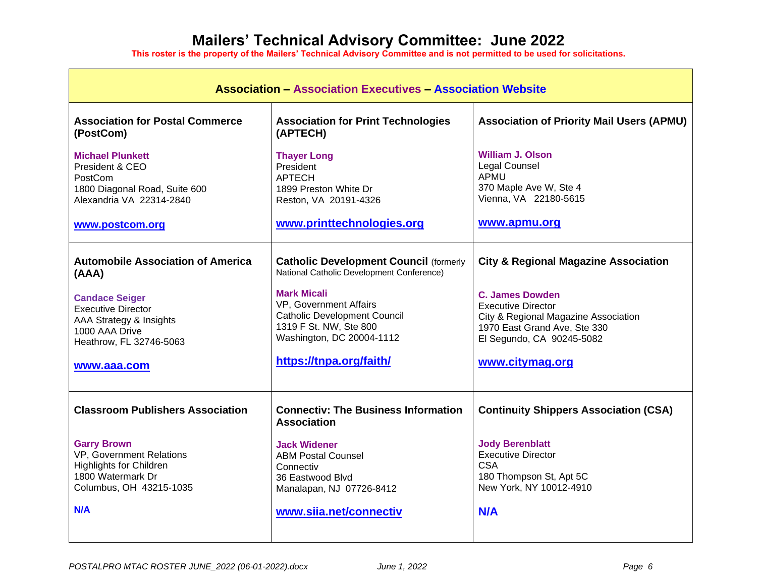# Mailers' Technical Advisory Committee: June 2022

**This roster is the property of the Mailers' Technical Advisory Committee and is not permitted to be used for solicitations.**

| **Association – Association Executives – Association Website** | | |
|---|---|---|
| **Association for Postal Commerce (PostCom)**<br><br>**Michael Plunkett**<br>President & CEO<br>PostCom<br>1800 Diagonal Road, Suite 600<br>Alexandria VA 22314-2840<br><br>**www.postcom.org** | **Association for Print Technologies (APTECH)**<br><br>**Thayer Long**<br>President<br>APTECH<br>1899 Preston White Dr<br>Reston, VA 20191-4326<br><br>**www.printtechnologies.org** | **Association of Priority Mail Users (APMU)**<br><br>**William J. Olson**<br>Legal Counsel<br>APMU<br>370 Maple Ave W, Ste 4<br>Vienna, VA 22180-5615<br><br>**www.apmu.org** |
| **Automobile Association of America (AAA)**<br><br>**Candace Seiger**<br>Executive Director<br>AAA Strategy & Insights<br>1000 AAA Drive<br>Heathrow, FL 32746-5063<br><br>**www.aaa.com** | **Catholic Development Council** (formerly National Catholic Development Conference)<br><br>**Mark Micali**<br>VP, Government Affairs<br>Catholic Development Council<br>1319 F St. NW, Ste 800<br>Washington, DC 20004-1112<br><br>**https://tnpa.org/faith/** | **City & Regional Magazine Association**<br><br>**C. James Dowden**<br>Executive Director<br>City & Regional Magazine Association<br>1970 East Grand Ave, Ste 330<br>El Segundo, CA 90245-5082<br><br>**www.citymag.org** |
| **Classroom Publishers Association**<br><br>**Garry Brown**<br>VP, Government Relations<br>Highlights for Children<br>1800 Watermark Dr<br>Columbus, OH 43215-1035<br><br>**N/A** | **Connectiv: The Business Information Association**<br><br>**Jack Widener**<br>ABM Postal Counsel<br>Connectiv<br>36 Eastwood Blvd<br>Manalapan, NJ 07726-8412<br><br>**www.siia.net/connectiv** | **Continuity Shippers Association (CSA)**<br><br>**Jody Berenblatt**<br>Executive Director<br>CSA<br>180 Thompson St, Apt 5C<br>New York, NY 10012-4910<br><br>**N/A** |

*POSTALPRO MTAC ROSTER JUNE_2022 (06-01-2022).docx* *June 1, 2022*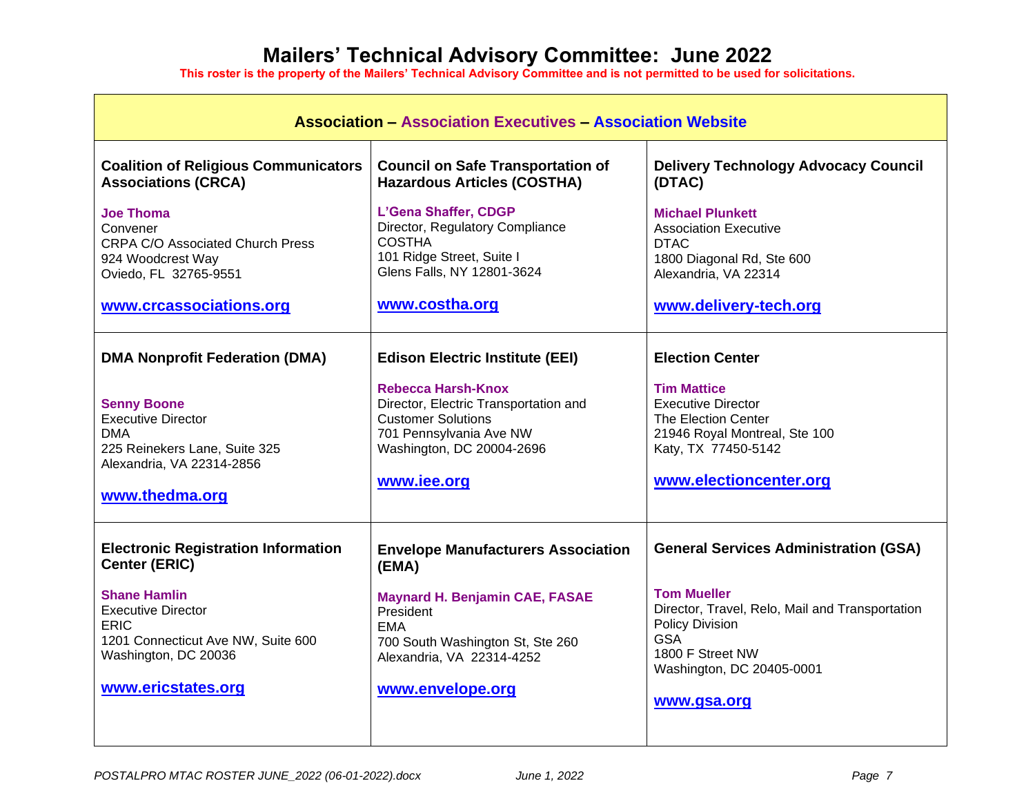# Mailers' Technical Advisory Committee: June 2022

**This roster is the property of the Mailers' Technical Advisory Committee and is not permitted to be used for solicitations.**

| **Association – Association Executives – Association Website** | | |
|---|---|---|
| **Coalition of Religious Communicators Associations (CRCA)**<br><br>**Joe Thoma**<br>Convener<br>CRPA C/O Associated Church Press<br>924 Woodcrest Way<br>Oviedo, FL 32765-9551<br><br>**www.crcassociations.org** | **Council on Safe Transportation of Hazardous Articles (COSTHA)**<br><br>**L'Gena Shaffer, CDGP**<br>Director, Regulatory Compliance<br>COSTHA<br>101 Ridge Street, Suite I<br>Glens Falls, NY 12801-3624<br><br>**www.costha.org** | **Delivery Technology Advocacy Council (DTAC)**<br><br>**Michael Plunkett**<br>Association Executive<br>DTAC<br>1800 Diagonal Rd, Ste 600<br>Alexandria, VA 22314<br><br>**www.delivery-tech.org** |
| **DMA Nonprofit Federation (DMA)**<br><br>**Senny Boone**<br>Executive Director<br>DMA<br>225 Reinekers Lane, Suite 325<br>Alexandria, VA 22314-2856<br><br>**www.thedma.org** | **Edison Electric Institute (EEI)**<br><br>**Rebecca Harsh-Knox**<br>Director, Electric Transportation and Customer Solutions<br>701 Pennsylvania Ave NW<br>Washington, DC 20004-2696<br><br>**www.iee.org** | **Election Center**<br><br>**Tim Mattice**<br>Executive Director<br>The Election Center<br>21946 Royal Montreal, Ste 100<br>Katy, TX 77450-5142<br><br>**www.electioncenter.org** |
| **Electronic Registration Information Center (ERIC)**<br><br>**Shane Hamlin**<br>Executive Director<br>ERIC<br>1201 Connecticut Ave NW, Suite 600<br>Washington, DC 20036<br><br>**www.ericstates.org** | **Envelope Manufacturers Association (EMA)**<br><br>**Maynard H. Benjamin CAE, FASAE**<br>President<br>EMA<br>700 South Washington St, Ste 260<br>Alexandria, VA 22314-4252<br><br>**www.envelope.org** | **General Services Administration (GSA)**<br><br>**Tom Mueller**<br>Director, Travel, Relo, Mail and Transportation Policy Division<br>GSA<br>1800 F Street NW<br>Washington, DC 20405-0001<br><br>**www.gsa.org** |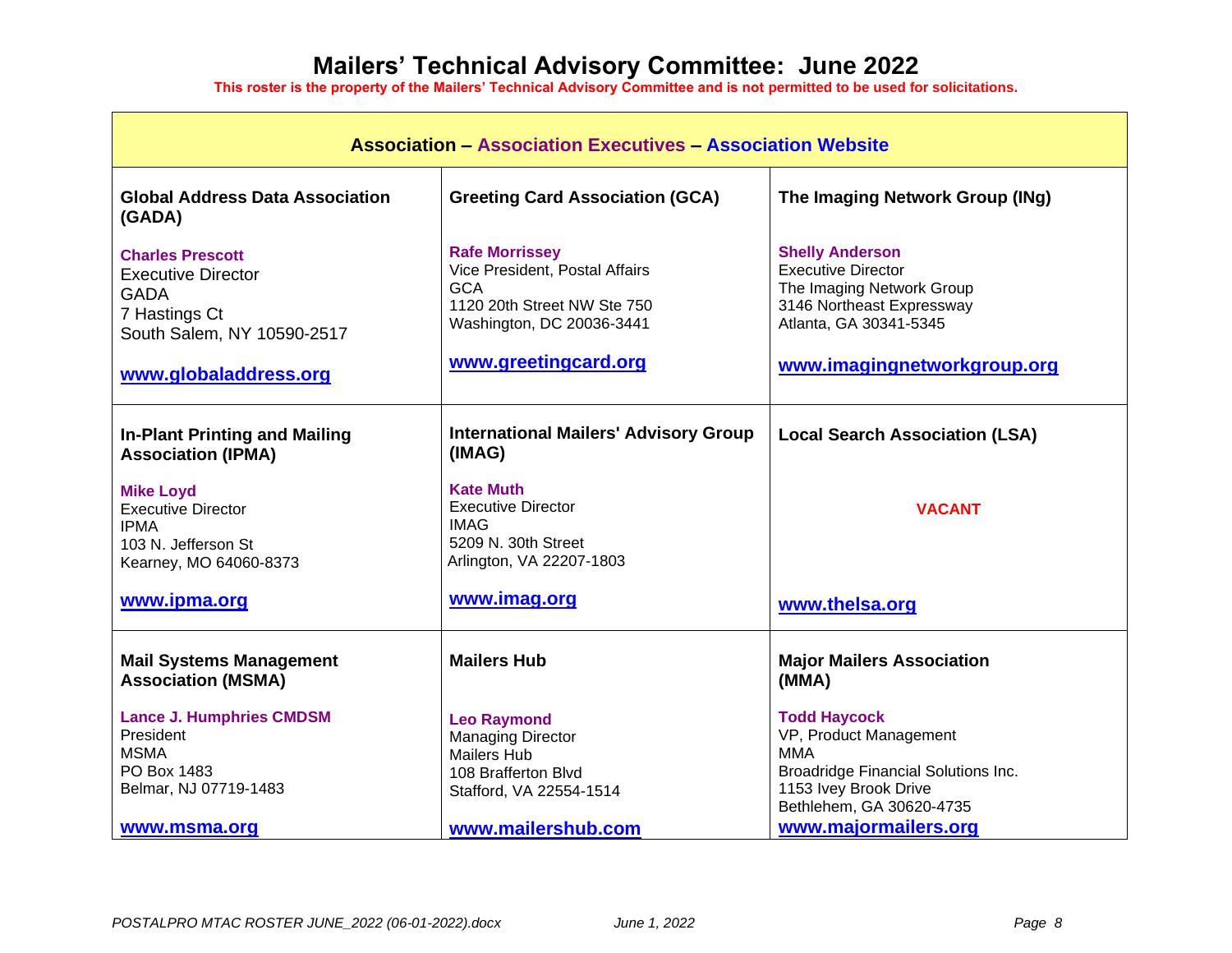# Mailers' Technical Advisory Committee: June 2022

**This roster is the property of the Mailers' Technical Advisory Committee and is not permitted to be used for solicitations.**

| **Association – Association Executives – Association Website** | | |
|---|---|---|
| **Global Address Data Association (GADA)**<br><br>**Charles Prescott**<br>Executive Director<br>GADA<br>7 Hastings Ct<br>South Salem, NY 10590-2517<br><br>**www.globaladdress.org** | **Greeting Card Association (GCA)**<br><br>**Rafe Morrissey**<br>Vice President, Postal Affairs<br>GCA<br>1120 20th Street NW Ste 750<br>Washington, DC 20036-3441<br><br>**www.greetingcard.org** | **The Imaging Network Group (INg)**<br><br>**Shelly Anderson**<br>Executive Director<br>The Imaging Network Group<br>3146 Northeast Expressway<br>Atlanta, GA 30341-5345<br><br>**www.imagingnetworkgroup.org** |
| **In-Plant Printing and Mailing Association (IPMA)**<br><br>**Mike Loyd**<br>Executive Director<br>IPMA<br>103 N. Jefferson St<br>Kearney, MO 64060-8373<br><br>**www.ipma.org** | **International Mailers' Advisory Group (IMAG)**<br><br>**Kate Muth**<br>Executive Director<br>IMAG<br>5209 N. 30th Street<br>Arlington, VA 22207-1803<br><br>**www.imag.org** | **Local Search Association (LSA)**<br><br>**VACANT**<br><br>**www.thelsa.org** |
| **Mail Systems Management Association (MSMA)**<br><br>**Lance J. Humphries CMDSM**<br>President<br>MSMA<br>PO Box 1483<br>Belmar, NJ 07719-1483<br><br>**www.msma.org** | **Mailers Hub**<br><br>**Leo Raymond**<br>Managing Director<br>Mailers Hub<br>108 Brafferton Blvd<br>Stafford, VA 22554-1514<br><br>**www.mailershub.com** | **Major Mailers Association (MMA)**<br><br>**Todd Haycock**<br>VP, Product Management<br>MMA<br>Broadridge Financial Solutions Inc.<br>1153 Ivey Brook Drive<br>Bethlehem, GA 30620-4735<br>**www.majormailers.org** |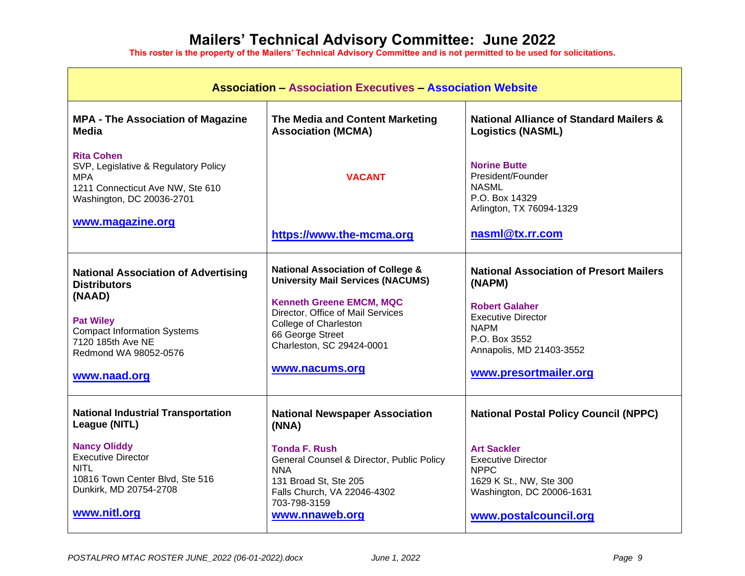# Mailers' Technical Advisory Committee: June 2022

**This roster is the property of the Mailers' Technical Advisory Committee and is not permitted to be used for solicitations.**

| Association – Association Executives – Association Website | | |
|---|---|---|
| **MPA - The Association of Magazine Media**<br><br>**Rita Cohen**<br>SVP, Legislative & Regulatory Policy<br>MPA<br>1211 Connecticut Ave NW, Ste 610<br>Washington, DC 20036-2701<br><br>**www.magazine.org** | **The Media and Content Marketing Association (MCMA)**<br><br>**VACANT**<br><br>**https://www.the-mcma.org** | **National Alliance of Standard Mailers & Logistics (NASML)**<br><br>**Norine Butte**<br>President/Founder<br>NASML<br>P.O. Box 14329<br>Arlington, TX 76094-1329<br><br>**nasml@tx.rr.com** |
| **National Association of Advertising Distributors (NAAD)**<br><br>**Pat Wiley**<br>Compact Information Systems<br>7120 185th Ave NE<br>Redmond WA 98052-0576<br><br>**www.naad.org** | **National Association of College & University Mail Services (NACUMS)**<br><br>**Kenneth Greene EMCM, MQC**<br>Director, Office of Mail Services<br>College of Charleston<br>66 George Street<br>Charleston, SC 29424-0001<br><br>**www.nacums.org** | **National Association of Presort Mailers (NAPM)**<br><br>**Robert Galaher**<br>Executive Director<br>NAPM<br>P.O. Box 3552<br>Annapolis, MD 21403-3552<br><br>**www.presortmailer.org** |
| **National Industrial Transportation League (NITL)**<br><br>**Nancy Oliddy**<br>Executive Director<br>NITL<br>10816 Town Center Blvd, Ste 516<br>Dunkirk, MD 20754-2708<br><br>**www.nitl.org** | **National Newspaper Association (NNA)**<br><br>**Tonda F. Rush**<br>General Counsel & Director, Public Policy<br>NNA<br>131 Broad St, Ste 205<br>Falls Church, VA 22046-4302<br>703-798-3159<br>**www.nnaweb.org** | **National Postal Policy Council (NPPC)**<br><br>**Art Sackler**<br>Executive Director<br>NPPC<br>1629 K St., NW, Ste 300<br>Washington, DC 20006-1631<br><br>**www.postalcouncil.org** |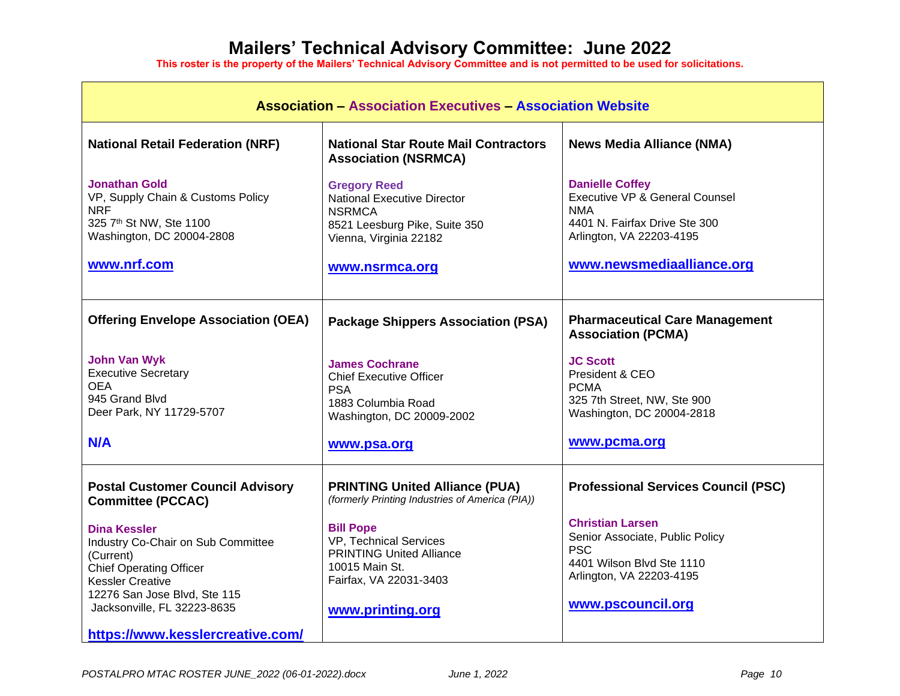# Mailers' Technical Advisory Committee: June 2022

**This roster is the property of the Mailers' Technical Advisory Committee and is not permitted to be used for solicitations.**

| **Association – Association Executives – Association Website** | | |
|---|---|---|
| **National Retail Federation (NRF)**<br><br>**Jonathan Gold**<br>VP, Supply Chain & Customs Policy<br>NRF<br>325 7th St NW, Ste 1100<br>Washington, DC 20004-2808<br><br>**www.nrf.com** | **National Star Route Mail Contractors Association (NSRMCA)**<br><br>**Gregory Reed**<br>National Executive Director<br>NSRMCA<br>8521 Leesburg Pike, Suite 350<br>Vienna, Virginia 22182<br><br>**www.nsrmca.org** | **News Media Alliance (NMA)**<br><br>**Danielle Coffey**<br>Executive VP & General Counsel<br>NMA<br>4401 N. Fairfax Drive Ste 300<br>Arlington, VA 22203-4195<br><br>**www.newsmediaalliance.org** |
| **Offering Envelope Association (OEA)**<br><br>**John Van Wyk**<br>Executive Secretary<br>OEA<br>945 Grand Blvd<br>Deer Park, NY 11729-5707<br><br>**N/A** | **Package Shippers Association (PSA)**<br><br>**James Cochrane**<br>Chief Executive Officer<br>PSA<br>1883 Columbia Road<br>Washington, DC 20009-2002<br><br>**www.psa.org** | **Pharmaceutical Care Management Association (PCMA)**<br><br>**JC Scott**<br>President & CEO<br>PCMA<br>325 7th Street, NW, Ste 900<br>Washington, DC 20004-2818<br><br>**www.pcma.org** |
| **Postal Customer Council Advisory Committee (PCCAC)**<br><br>**Dina Kessler**<br>Industry Co-Chair on Sub Committee (Current)<br>Chief Operating Officer<br>Kessler Creative<br>12276 San Jose Blvd, Ste 115<br>Jacksonville, FL 32223-8635<br><br>**https://www.kesslercreative.com/** | **PRINTING United Alliance (PUA)**<br>*(formerly Printing Industries of America (PIA))*<br><br>**Bill Pope**<br>VP, Technical Services<br>PRINTING United Alliance<br>10015 Main St.<br>Fairfax, VA 22031-3403<br><br>**www.printing.org** | **Professional Services Council (PSC)**<br><br>**Christian Larsen**<br>Senior Associate, Public Policy<br>PSC<br>4401 Wilson Blvd Ste 1110<br>Arlington, VA 22203-4195<br><br>**www.pscouncil.org** |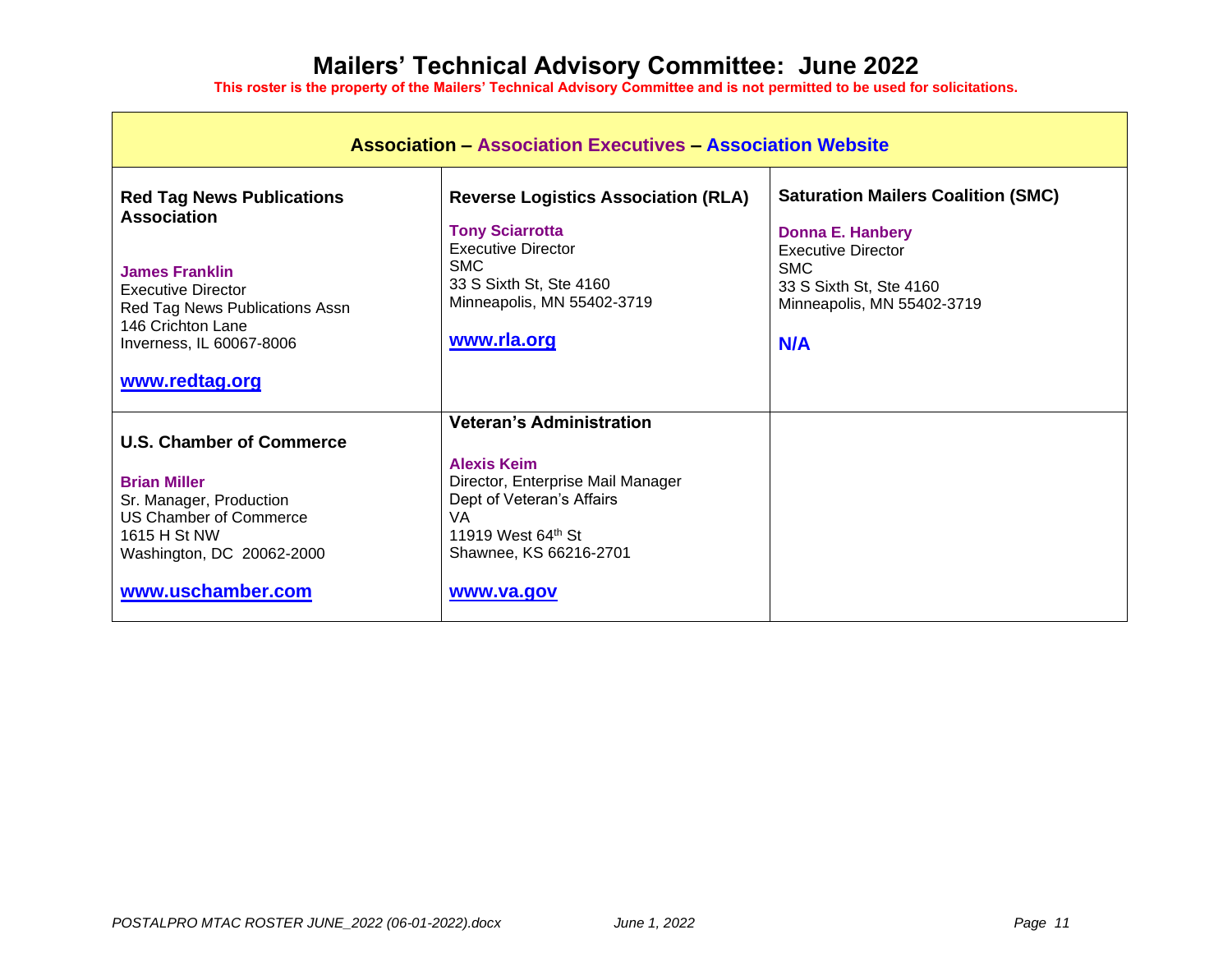# Mailers' Technical Advisory Committee: June 2022

**This roster is the property of the Mailers' Technical Advisory Committee and is not permitted to be used for solicitations.**

| Association – Association Executives – Association Website | | |
|---|---|---|
| **Red Tag News Publications Association**<br><br>**James Franklin**<br>Executive Director<br>Red Tag News Publications Assn<br>146 Crichton Lane<br>Inverness, IL 60067-8006<br><br>**www.redtag.org** | **Reverse Logistics Association (RLA)**<br><br>**Tony Sciarrotta**<br>Executive Director<br>SMC<br>33 S Sixth St, Ste 4160<br>Minneapolis, MN 55402-3719<br><br>**www.rla.org** | **Saturation Mailers Coalition (SMC)**<br><br>**Donna E. Hanbery**<br>Executive Director<br>SMC<br>33 S Sixth St, Ste 4160<br>Minneapolis, MN 55402-3719<br><br>**N/A** |
| **U.S. Chamber of Commerce**<br><br>**Brian Miller**<br>Sr. Manager, Production<br>US Chamber of Commerce<br>1615 H St NW<br>Washington, DC 20062-2000<br><br>**www.uschamber.com** | **Veteran's Administration**<br><br>**Alexis Keim**<br>Director, Enterprise Mail Manager<br>Dept of Veteran's Affairs<br>VA<br>11919 West 64th St<br>Shawnee, KS 66216-2701<br><br>**www.va.gov** | |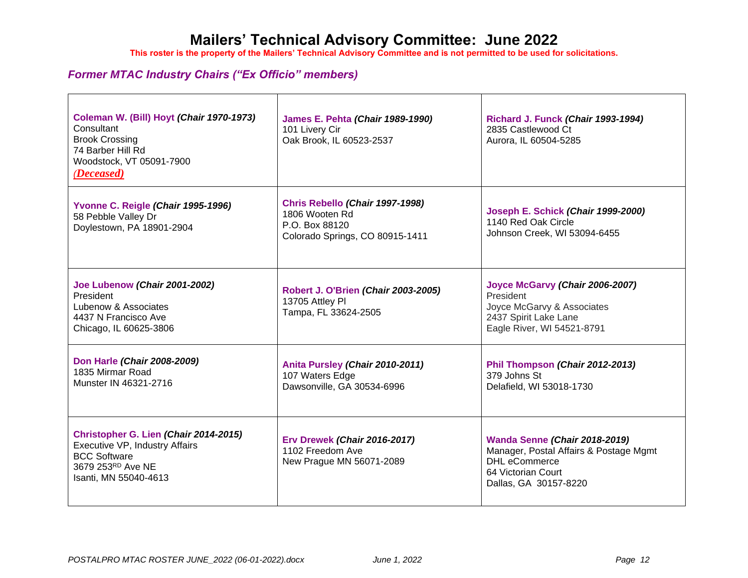# Mailers' Technical Advisory Committee: June 2022

**This roster is the property of the Mailers' Technical Advisory Committee and is not permitted to be used for solicitations.**

## *Former MTAC Industry Chairs ("Ex Officio" members)*

| | | |
|---|---|---|
| **Coleman W. (Bill) Hoyt** ***(Chair 1970-1973)***<br>Consultant<br>Brook Crossing<br>74 Barber Hill Rd<br>Woodstock, VT 05091-7900<br>***(Deceased)*** | **James E. Pehta** ***(Chair 1989-1990)***<br>101 Livery Cir<br>Oak Brook, IL 60523-2537 | **Richard J. Funck** ***(Chair 1993-1994)***<br>2835 Castlewood Ct<br>Aurora, IL 60504-5285 |
| **Yvonne C. Reigle** ***(Chair 1995-1996)***<br>58 Pebble Valley Dr<br>Doylestown, PA 18901-2904 | **Chris Rebello** ***(Chair 1997-1998)***<br>1806 Wooten Rd<br>P.O. Box 88120<br>Colorado Springs, CO 80915-1411 | **Joseph E. Schick** ***(Chair 1999-2000)***<br>1140 Red Oak Circle<br>Johnson Creek, WI 53094-6455 |
| **Joe Lubenow** ***(Chair 2001-2002)***<br>President<br>Lubenow & Associates<br>4437 N Francisco Ave<br>Chicago, IL 60625-3806 | **Robert J. O'Brien** ***(Chair 2003-2005)***<br>13705 Attley Pl<br>Tampa, FL 33624-2505 | **Joyce McGarvy** ***(Chair 2006-2007)***<br>President<br>Joyce McGarvy & Associates<br>2437 Spirit Lake Lane<br>Eagle River, WI 54521-8791 |
| **Don Harle** ***(Chair 2008-2009)***<br>1835 Mirmar Road<br>Munster IN 46321-2716 | **Anita Pursley** ***(Chair 2010-2011)***<br>107 Waters Edge<br>Dawsonville, GA 30534-6996 | **Phil Thompson** ***(Chair 2012-2013)***<br>379 Johns St<br>Delafield, WI 53018-1730 |
| **Christopher G. Lien** ***(Chair 2014-2015)***<br>Executive VP, Industry Affairs<br>BCC Software<br>3679 253RD Ave NE<br>Isanti, MN 55040-4613 | **Erv Drewek** ***(Chair 2016-2017)***<br>1102 Freedom Ave<br>New Prague MN 56071-2089 | **Wanda Senne** ***(Chair 2018-2019)***<br>Manager, Postal Affairs & Postage Mgmt<br>DHL eCommerce<br>64 Victorian Court<br>Dallas, GA 30157-8220 |